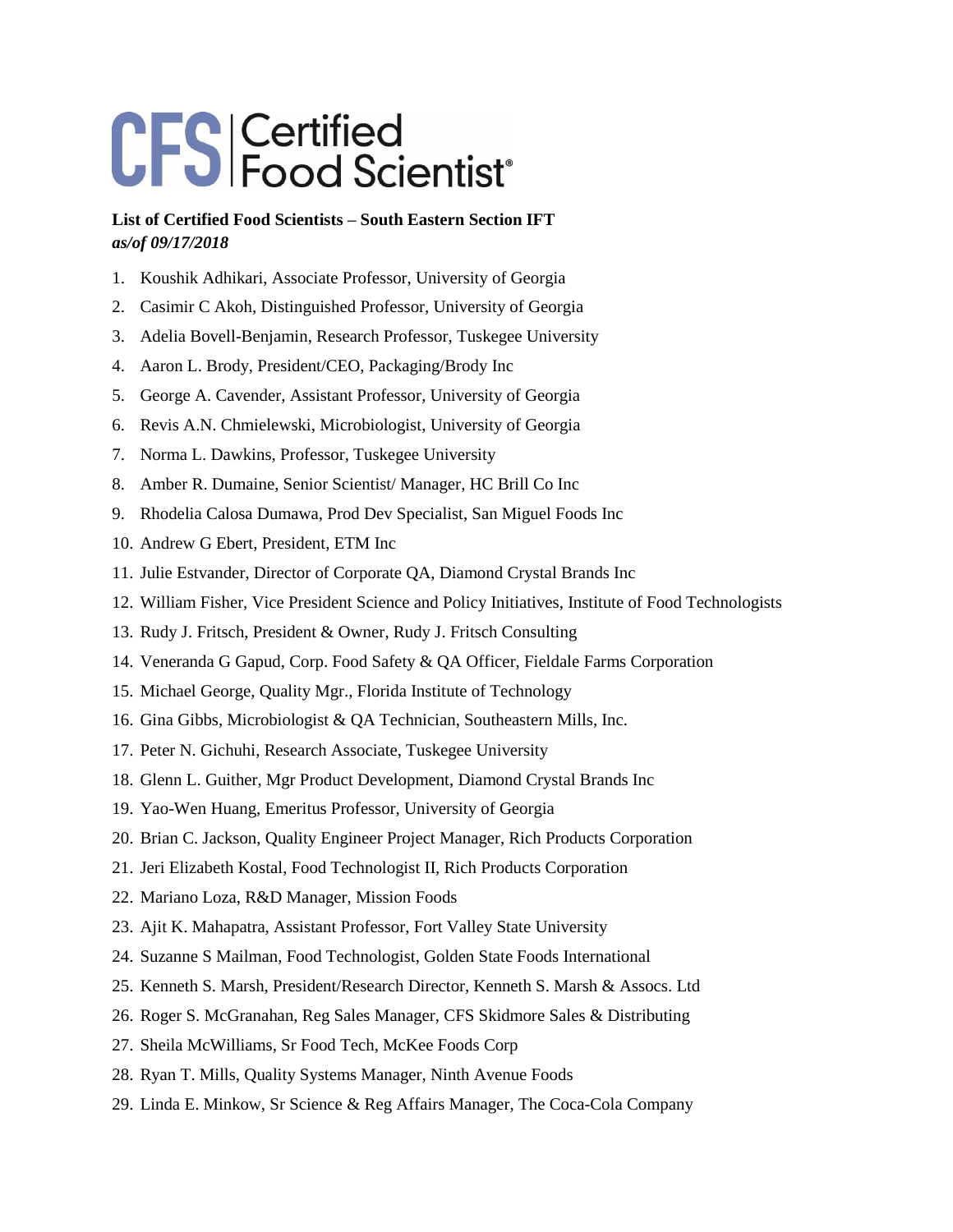CFS | Certified Food Scientist®

**List of Certified Food Scientists – South Eastern Section IFT**
***as/of 09/17/2018***

1. Koushik Adhikari, Associate Professor, University of Georgia
2. Casimir C Akoh, Distinguished Professor, University of Georgia
3. Adelia Bovell-Benjamin, Research Professor, Tuskegee University
4. Aaron L. Brody, President/CEO, Packaging/Brody Inc
5. George A. Cavender, Assistant Professor, University of Georgia
6. Revis A.N. Chmielewski, Microbiologist, University of Georgia
7. Norma L. Dawkins, Professor, Tuskegee University
8. Amber R. Dumaine, Senior Scientist/ Manager, HC Brill Co Inc
9. Rhodelia Calosa Dumawa, Prod Dev Specialist, San Miguel Foods Inc
10. Andrew G Ebert, President, ETM Inc
11. Julie Estvander, Director of Corporate QA, Diamond Crystal Brands Inc
12. William Fisher, Vice President Science and Policy Initiatives, Institute of Food Technologists
13. Rudy J. Fritsch, President & Owner, Rudy J. Fritsch Consulting
14. Veneranda G Gapud, Corp. Food Safety & QA Officer, Fieldale Farms Corporation
15. Michael George, Quality Mgr., Florida Institute of Technology
16. Gina Gibbs, Microbiologist & QA Technician, Southeastern Mills, Inc.
17. Peter N. Gichuhi, Research Associate, Tuskegee University
18. Glenn L. Guither, Mgr Product Development, Diamond Crystal Brands Inc
19. Yao-Wen Huang, Emeritus Professor, University of Georgia
20. Brian C. Jackson, Quality Engineer Project Manager, Rich Products Corporation
21. Jeri Elizabeth Kostal, Food Technologist II, Rich Products Corporation
22. Mariano Loza, R&D Manager, Mission Foods
23. Ajit K. Mahapatra, Assistant Professor, Fort Valley State University
24. Suzanne S Mailman, Food Technologist, Golden State Foods International
25. Kenneth S. Marsh, President/Research Director, Kenneth S. Marsh & Assocs. Ltd
26. Roger S. McGranahan, Reg Sales Manager, CFS Skidmore Sales & Distributing
27. Sheila McWilliams, Sr Food Tech, McKee Foods Corp
28. Ryan T. Mills, Quality Systems Manager, Ninth Avenue Foods
29. Linda E. Minkow, Sr Science & Reg Affairs Manager, The Coca-Cola Company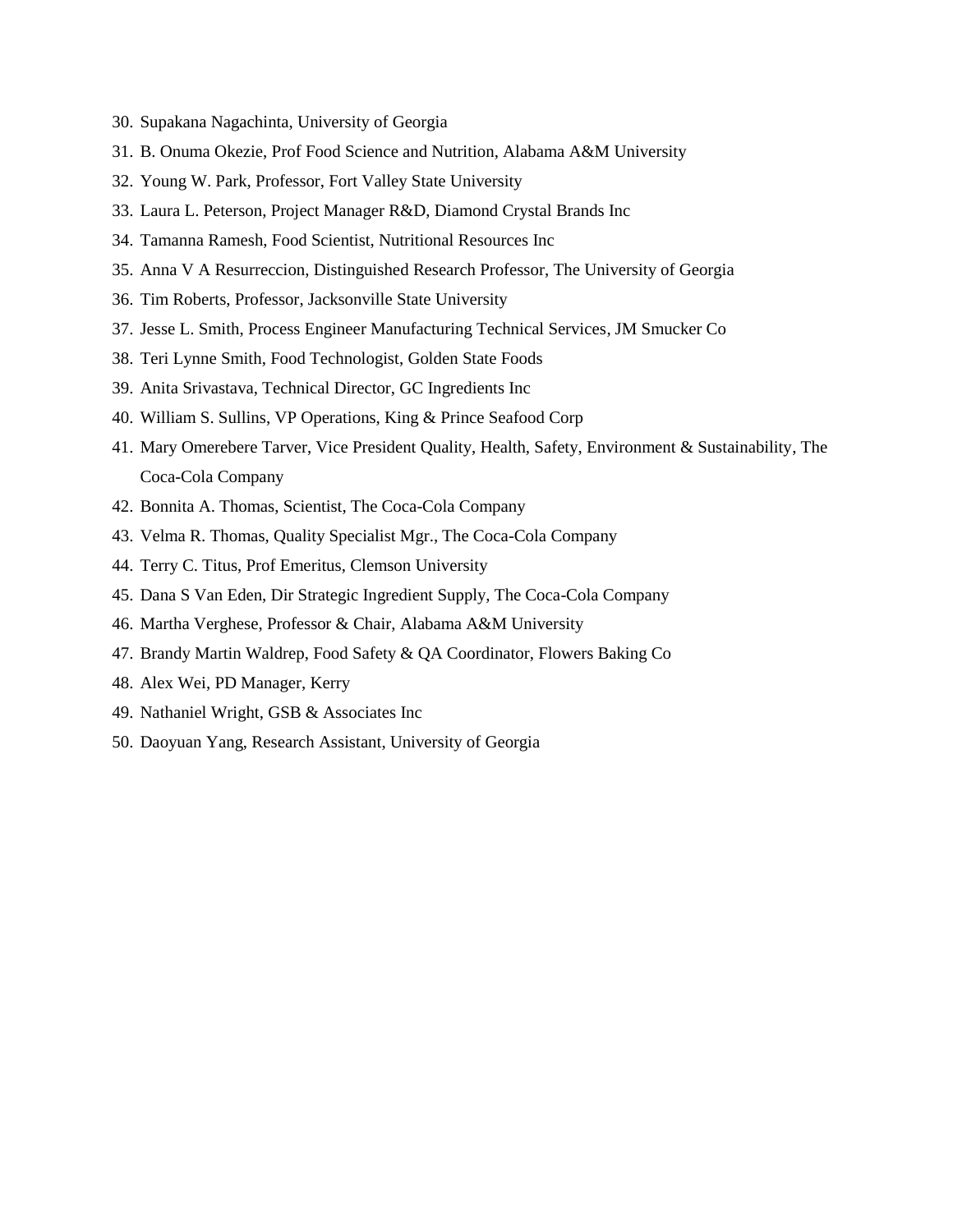30. Supakana Nagachinta, University of Georgia
31. B. Onuma Okezie, Prof Food Science and Nutrition, Alabama A&M University
32. Young W. Park, Professor, Fort Valley State University
33. Laura L. Peterson, Project Manager R&D, Diamond Crystal Brands Inc
34. Tamanna Ramesh, Food Scientist, Nutritional Resources Inc
35. Anna V A Resurreccion, Distinguished Research Professor, The University of Georgia
36. Tim Roberts, Professor, Jacksonville State University
37. Jesse L. Smith, Process Engineer Manufacturing Technical Services, JM Smucker Co
38. Teri Lynne Smith, Food Technologist, Golden State Foods
39. Anita Srivastava, Technical Director, GC Ingredients Inc
40. William S. Sullins, VP Operations, King & Prince Seafood Corp
41. Mary Omerebere Tarver, Vice President Quality, Health, Safety, Environment & Sustainability, The Coca-Cola Company
42. Bonnita A. Thomas, Scientist, The Coca-Cola Company
43. Velma R. Thomas, Quality Specialist Mgr., The Coca-Cola Company
44. Terry C. Titus, Prof Emeritus, Clemson University
45. Dana S Van Eden, Dir Strategic Ingredient Supply, The Coca-Cola Company
46. Martha Verghese, Professor & Chair, Alabama A&M University
47. Brandy Martin Waldrep, Food Safety & QA Coordinator, Flowers Baking Co
48. Alex Wei, PD Manager, Kerry
49. Nathaniel Wright, GSB & Associates Inc
50. Daoyuan Yang, Research Assistant, University of Georgia